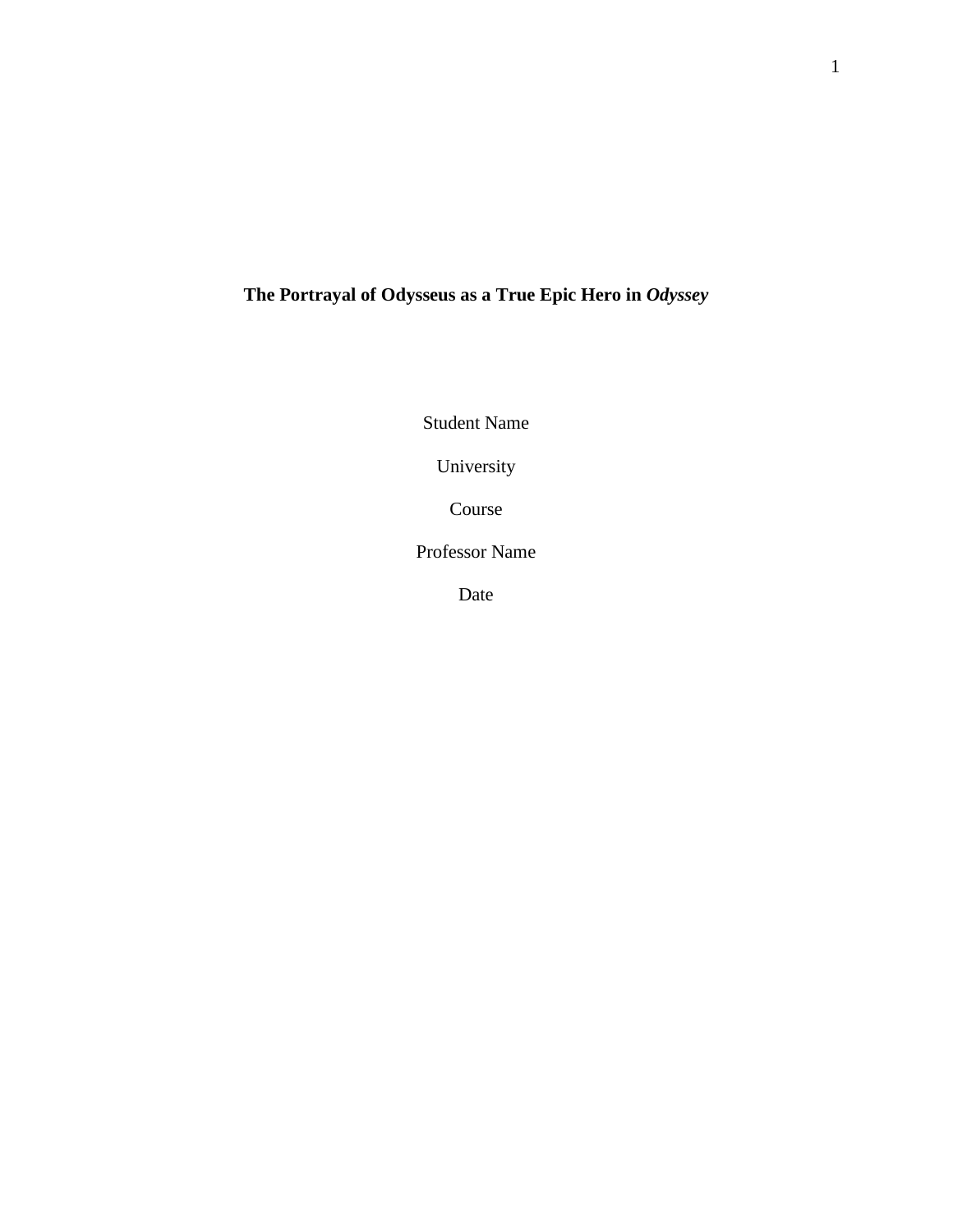# The Portrayal of Odysseus as a True Epic Hero in *Odyssey*

Student Name

University

Course

Professor Name

Date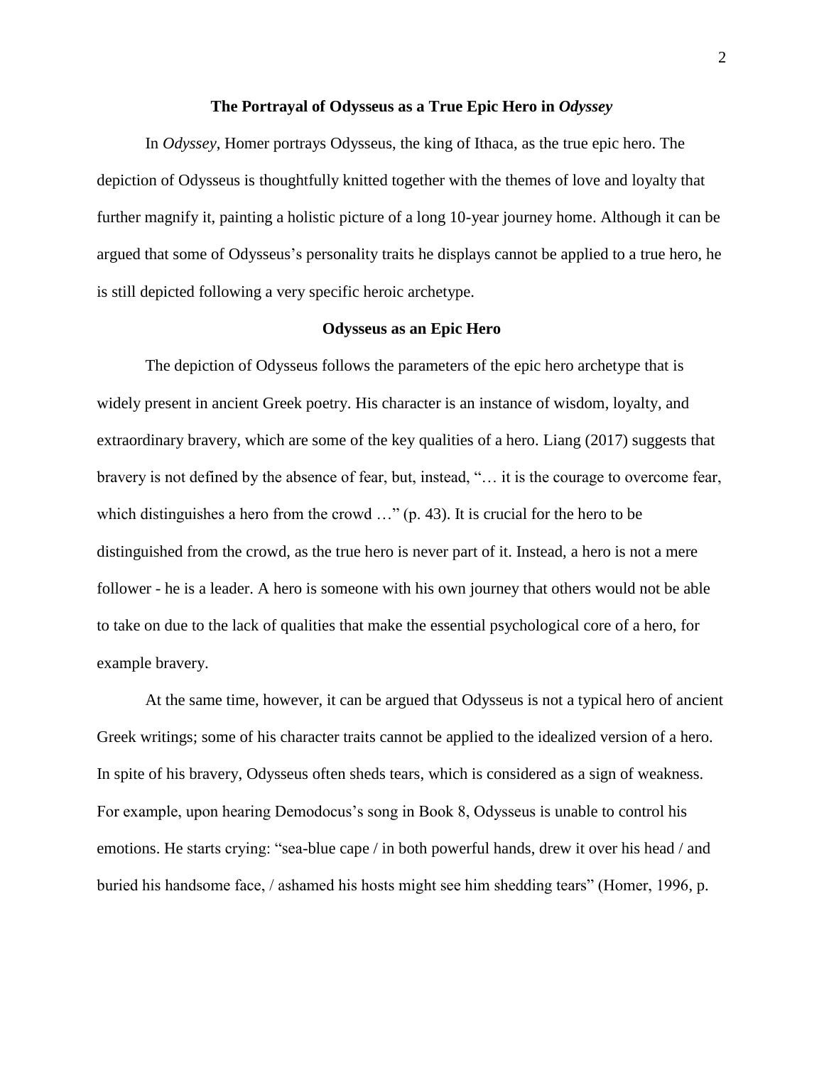## The Portrayal of Odysseus as a True Epic Hero in *Odyssey*

In *Odyssey*, Homer portrays Odysseus, the king of Ithaca, as the true epic hero. The depiction of Odysseus is thoughtfully knitted together with the themes of love and loyalty that further magnify it, painting a holistic picture of a long 10-year journey home. Although it can be argued that some of Odysseus's personality traits he displays cannot be applied to a true hero, he is still depicted following a very specific heroic archetype.

### Odysseus as an Epic Hero

The depiction of Odysseus follows the parameters of the epic hero archetype that is widely present in ancient Greek poetry. His character is an instance of wisdom, loyalty, and extraordinary bravery, which are some of the key qualities of a hero. Liang (2017) suggests that bravery is not defined by the absence of fear, but, instead, "… it is the courage to overcome fear, which distinguishes a hero from the crowd …" (p. 43). It is crucial for the hero to be distinguished from the crowd, as the true hero is never part of it. Instead, a hero is not a mere follower - he is a leader. A hero is someone with his own journey that others would not be able to take on due to the lack of qualities that make the essential psychological core of a hero, for example bravery.

At the same time, however, it can be argued that Odysseus is not a typical hero of ancient Greek writings; some of his character traits cannot be applied to the idealized version of a hero. In spite of his bravery, Odysseus often sheds tears, which is considered as a sign of weakness. For example, upon hearing Demodocus's song in Book 8, Odysseus is unable to control his emotions. He starts crying: "sea-blue cape / in both powerful hands, drew it over his head / and buried his handsome face, / ashamed his hosts might see him shedding tears" (Homer, 1996, p.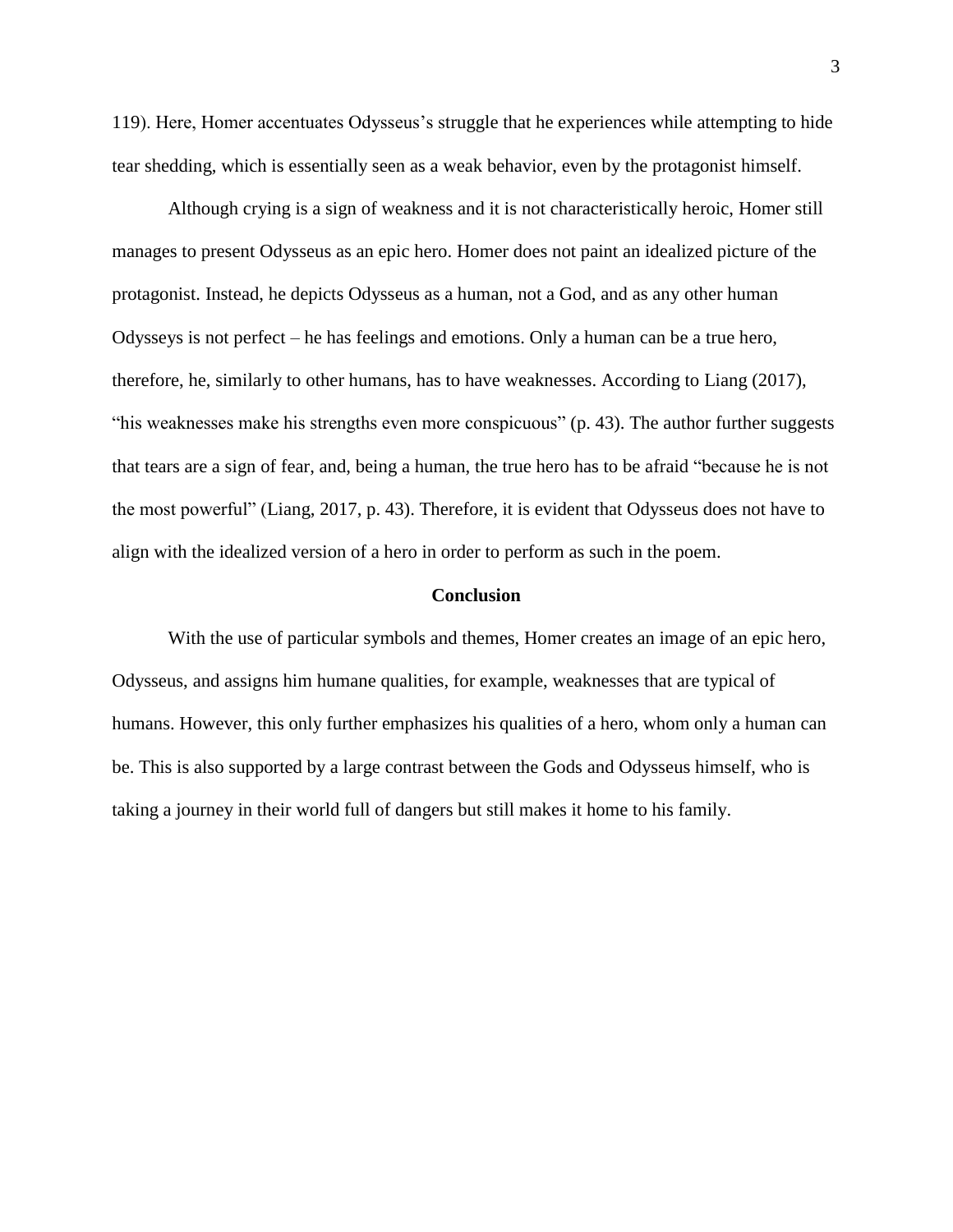119). Here, Homer accentuates Odysseus's struggle that he experiences while attempting to hide tear shedding, which is essentially seen as a weak behavior, even by the protagonist himself.

Although crying is a sign of weakness and it is not characteristically heroic, Homer still manages to present Odysseus as an epic hero. Homer does not paint an idealized picture of the protagonist. Instead, he depicts Odysseus as a human, not a God, and as any other human Odysseys is not perfect – he has feelings and emotions. Only a human can be a true hero, therefore, he, similarly to other humans, has to have weaknesses. According to Liang (2017), "his weaknesses make his strengths even more conspicuous" (p. 43). The author further suggests that tears are a sign of fear, and, being a human, the true hero has to be afraid "because he is not the most powerful" (Liang, 2017, p. 43). Therefore, it is evident that Odysseus does not have to align with the idealized version of a hero in order to perform as such in the poem.

## Conclusion

With the use of particular symbols and themes, Homer creates an image of an epic hero, Odysseus, and assigns him humane qualities, for example, weaknesses that are typical of humans. However, this only further emphasizes his qualities of a hero, whom only a human can be. This is also supported by a large contrast between the Gods and Odysseus himself, who is taking a journey in their world full of dangers but still makes it home to his family.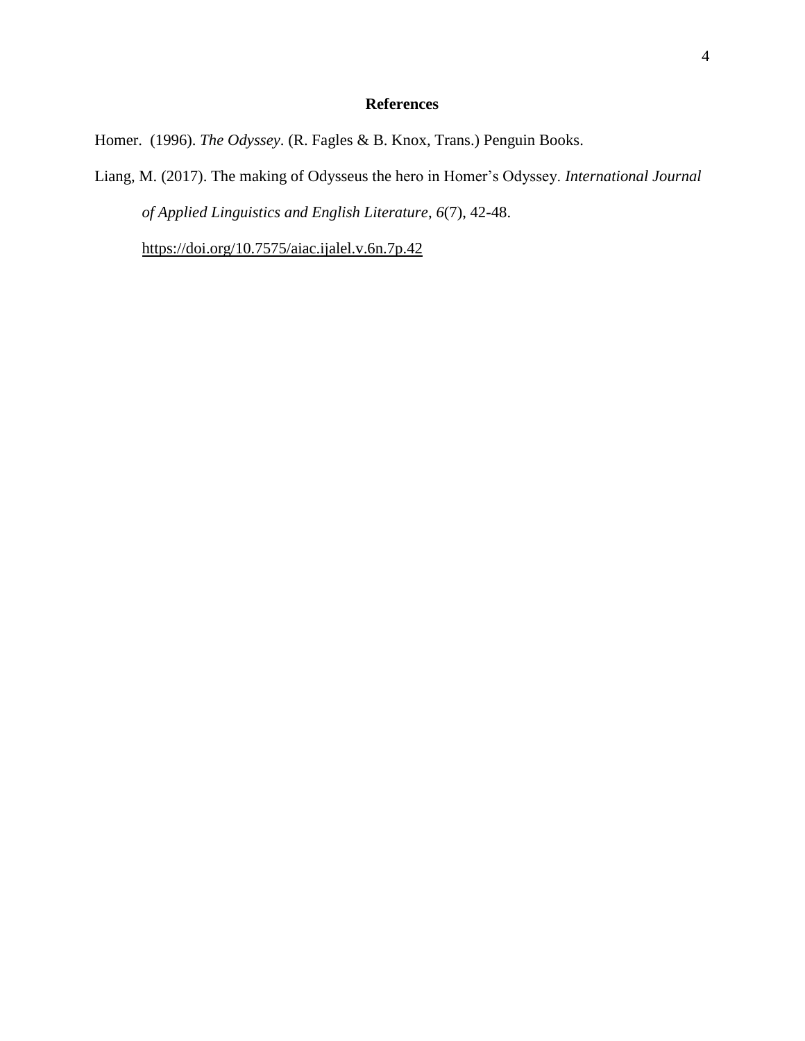# References

Homer. (1996). *The Odyssey*. (R. Fagles & B. Knox, Trans.) Penguin Books.

Liang, M. (2017). The making of Odysseus the hero in Homer's Odyssey. *International Journal of Applied Linguistics and English Literature*, *6*(7), 42-48. https://doi.org/10.7575/aiac.ijalel.v.6n.7p.42